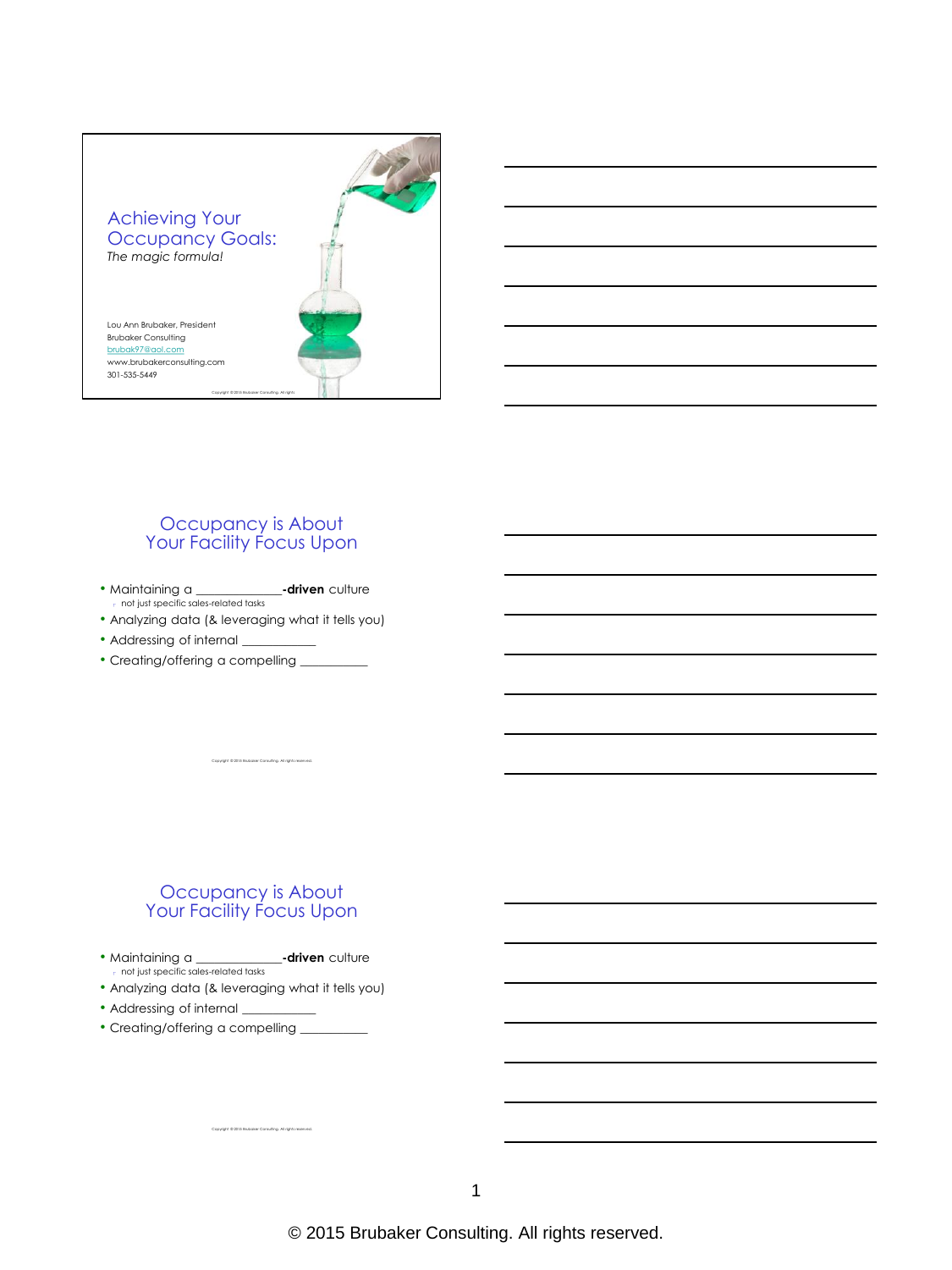# Achieving Your Occupancy Goals:

*The magic formula!*

Lou Ann Brubaker, President
Brubaker Consulting
brubak97@aol.com
www.brubakerconsulting.com
301-535-5449

Copyright © 2015 Brubaker Consulting. All rights reserved.

## Occupancy is About Your Facility Focus Upon

- Maintaining a _____________**-driven** culture
  - not just specific sales-related tasks
- Analyzing data (& leveraging what it tells you)
- Addressing of internal ___________
- Creating/offering a compelling __________

Copyright © 2015 Brubaker Consulting. All rights reserved.

## Occupancy is About Your Facility Focus Upon

- Maintaining a _____________**-driven** culture
  - not just specific sales-related tasks
- Analyzing data (& leveraging what it tells you)
- Addressing of internal ___________
- Creating/offering a compelling __________

Copyright © 2015 Brubaker Consulting. All rights reserved.

© 2015 Brubaker Consulting. All rights reserved.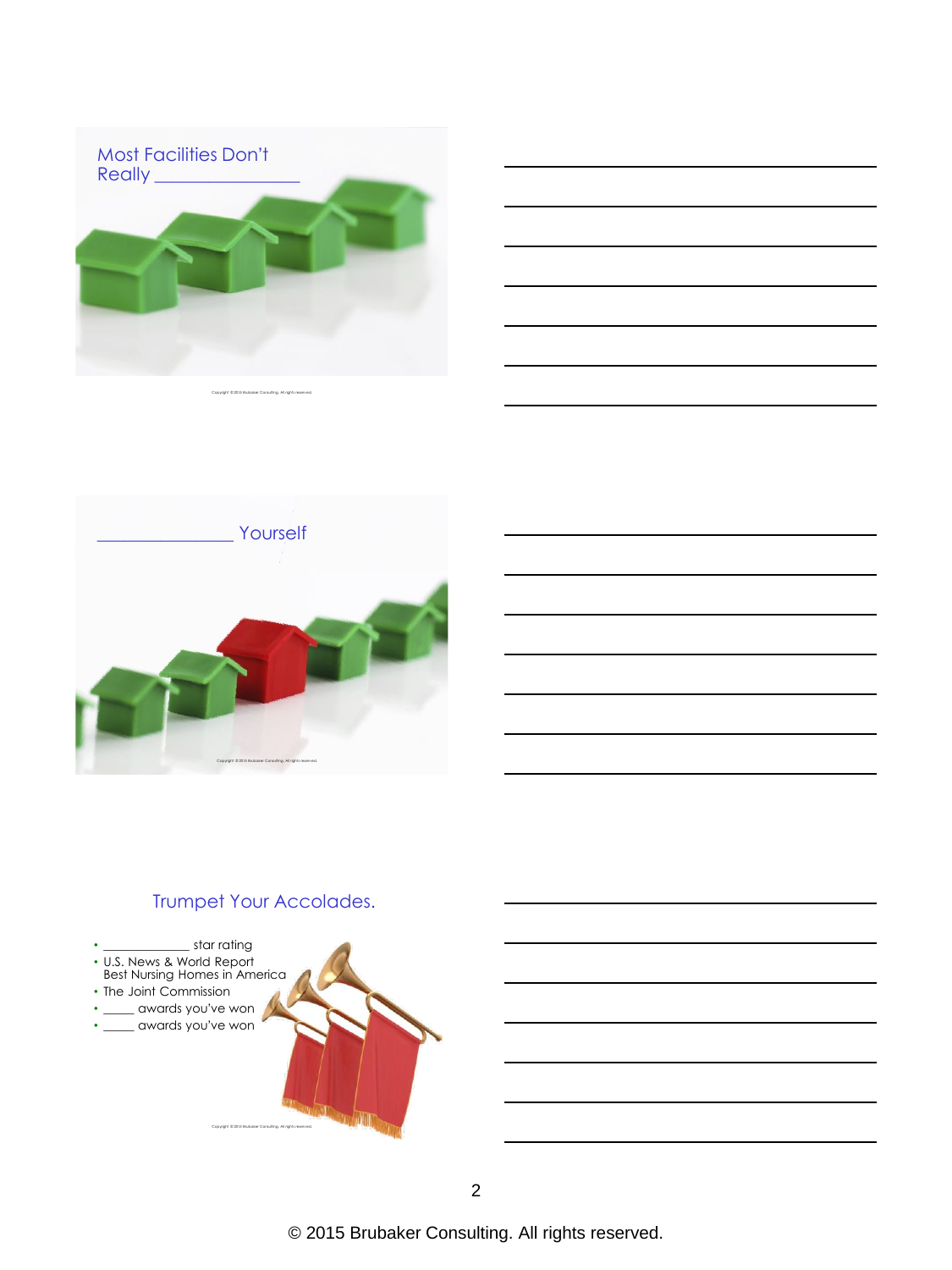## Most Facilities Don't Really ________________

Copyright © 2015 Brubaker Consulting. All rights reserved.

## ______________ Yourself

Copyright © 2015 Brubaker Consulting. All rights reserved.

## Trumpet Your Accolades.

- ____________ star rating
- U.S. News & World Report Best Nursing Homes in America
- The Joint Commission
- _____ awards you've won
- _____ awards you've won

Copyright © 2015 Brubaker Consulting. All rights reserved.

© 2015 Brubaker Consulting. All rights reserved.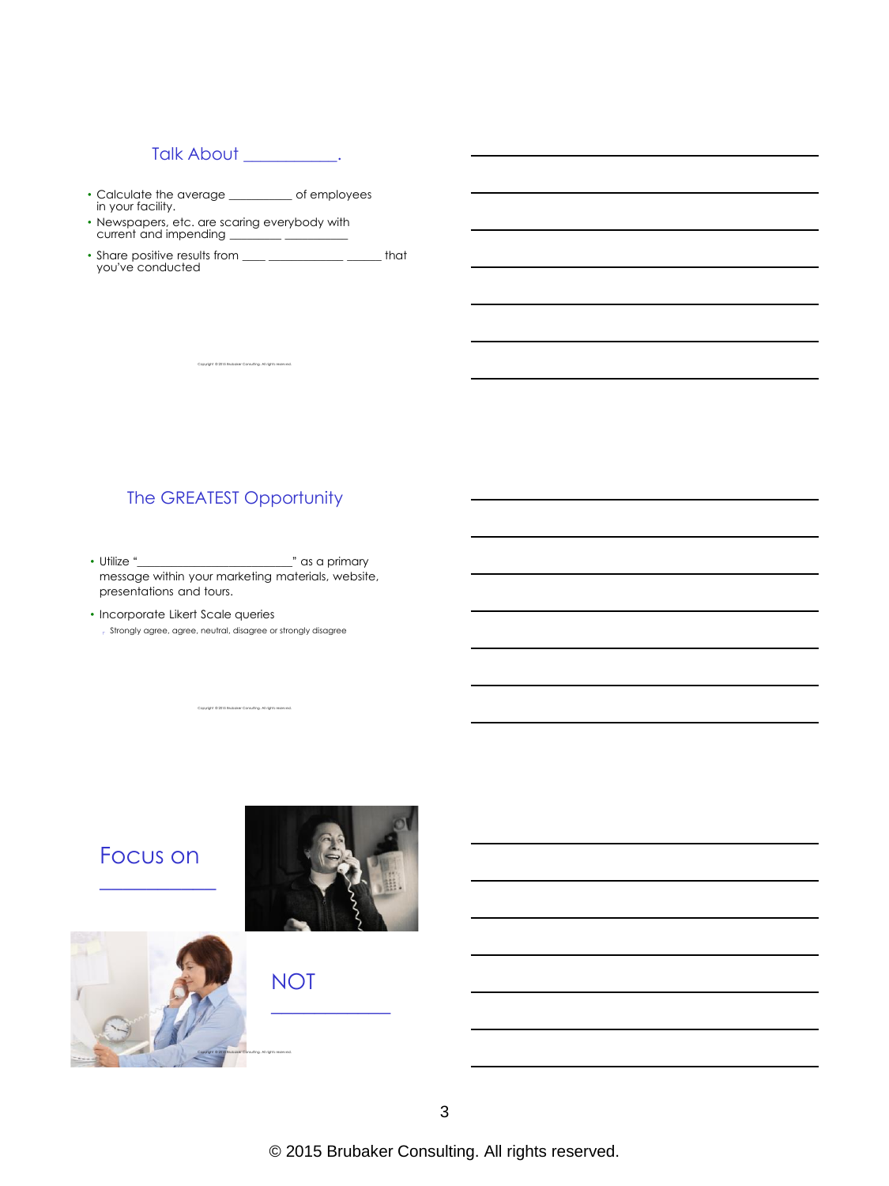## Talk About ___________.

- Calculate the average _________ of employees in your facility.
- Newspapers, etc. are scaring everybody with current and impending ________ _________
- Share positive results from ____ ___________ _____ that you've conducted

## The GREATEST Opportunity

- Utilize "_______________________" as a primary message within your marketing materials, website, presentations and tours.
- Incorporate Likert Scale queries
  - Strongly agree, agree, neutral, disagree or strongly disagree

## Focus on ___________

## NOT ___________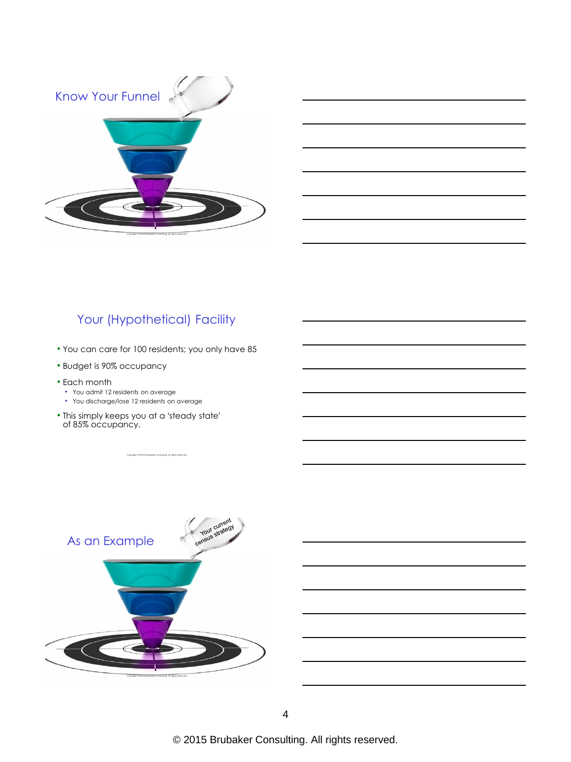## Know Your Funnel

## Your (Hypothetical) Facility

- You can care for 100 residents; you only have 85
- Budget is 90% occupancy
- Each month
  - You admit 12 residents on average
  - You discharge/lose 12 residents on average
- This simply keeps you at a 'steady state' of 85% occupancy.

## As an Example

Your current census strategy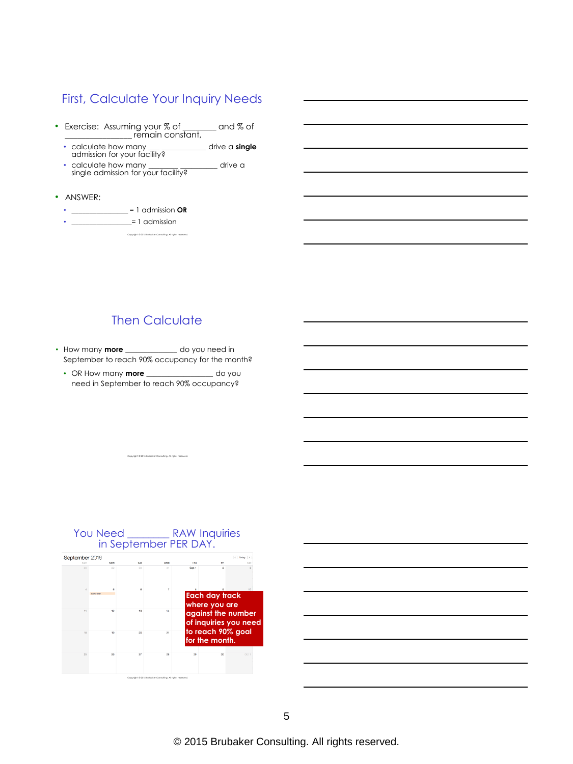## First, Calculate Your Inquiry Needs

- Exercise: Assuming your % of ________ and % of ________________ remain constant,
  - calculate how many ___ ____________ drive a **single** admission for your facility?
  - calculate how many ________ _________ drive a single admission for your facility?
- ANSWER:
  - ______________ = 1 admission **OR**
  - _______________= 1 admission

Copyright © 2015 Brubaker Consulting. All rights reserved.

## Then Calculate

- How many **more** _____________ do you need in September to reach 90% occupancy for the month?
  - OR How many **more** _________________ do you need in September to reach 90% occupancy?

Copyright © 2015 Brubaker Consulting. All rights reserved.

## You Need ________ RAW Inquiries in September PER DAY.

September 2016

| Sun | Mon | Tue | Wed | Thu | Fri | Sat |
|---|---|---|---|---|---|---|
| 28 | 29 | 30 | 31 | Sep 1 | 2 | 3 |
| 4 | 5 Labor Day | 6 | 7 | 8 | 9 | 10 |
| 11 | 12 | 13 | 14 | 15 | 16 | 17 |
| 18 | 19 | 20 | 21 | 22 | 23 | 24 |
| 25 | 26 | 27 | 28 | 29 | 30 | Oct 1 |

**Each day track where you are against the number of inquiries you need to reach 90% goal for the month.**

Copyright © 2015 Brubaker Consulting. All rights reserved.

© 2015 Brubaker Consulting. All rights reserved.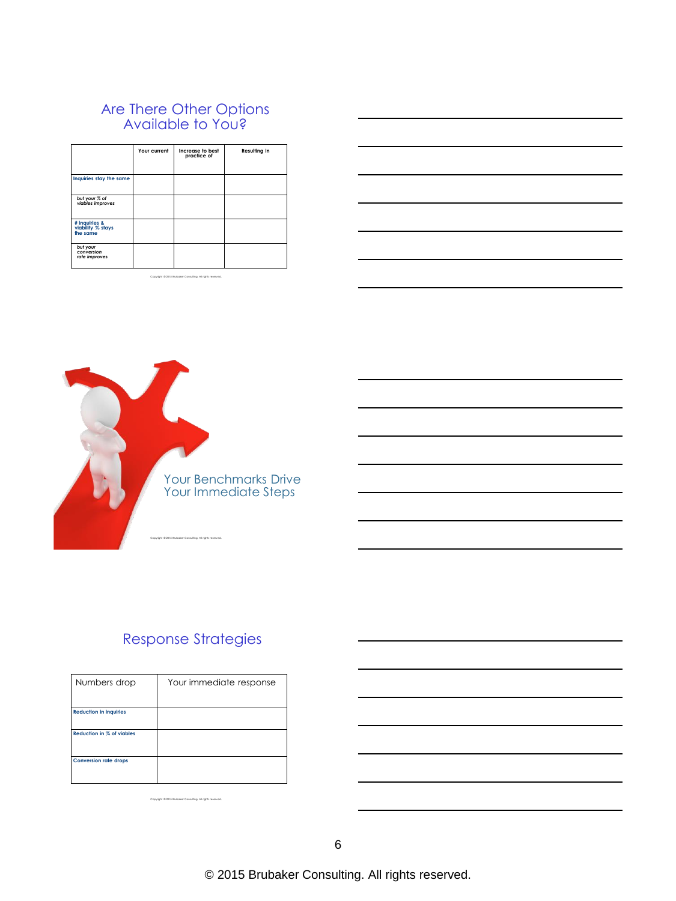## Are There Other Options Available to You?

| | Your current | Increase to best practice of | Resulting in |
|---|---|---|---|
| Inquiries stay the same | | | |
| *but your % of viables improves* | | | |
| # inquiries & viability % stays the same | | | |
| *but your conversion rate improves* | | | |

Copyright © 2015 Brubaker Consulting. All rights reserved.

## Your Benchmarks Drive Your Immediate Steps

Copyright © 2015 Brubaker Consulting. All rights reserved.

## Response Strategies

| Numbers drop | Your immediate response |
|---|---|
| Reduction in inquiries | |
| Reduction in % of viables | |
| Conversion rate drops | |

Copyright © 2015 Brubaker Consulting. All rights reserved.

© 2015 Brubaker Consulting. All rights reserved.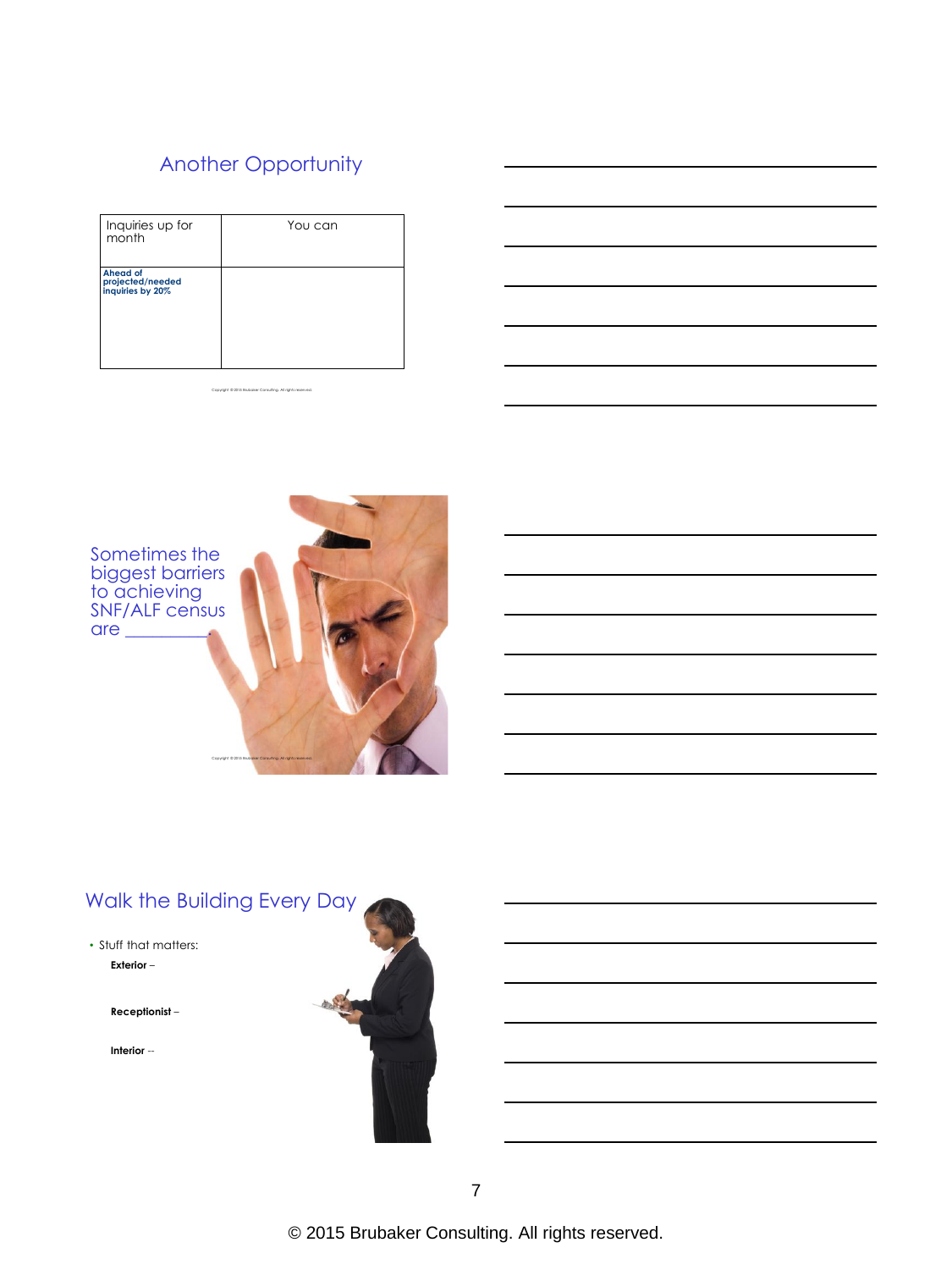## Another Opportunity

| Inquiries up for month | You can |
| --- | --- |
| **Ahead of projected/needed inquiries by 20%** | |

Copyright © 2015 Brubaker Consulting. All rights reserved.

Sometimes the biggest barriers to achieving SNF/ALF census are __________.

Copyright © 2015 Brubaker Consulting. All rights reserved.

## Walk the Building Every Day

- Stuff that matters:

  **Exterior** –

  **Receptionist** –

  **Interior** --

© 2015 Brubaker Consulting. All rights reserved.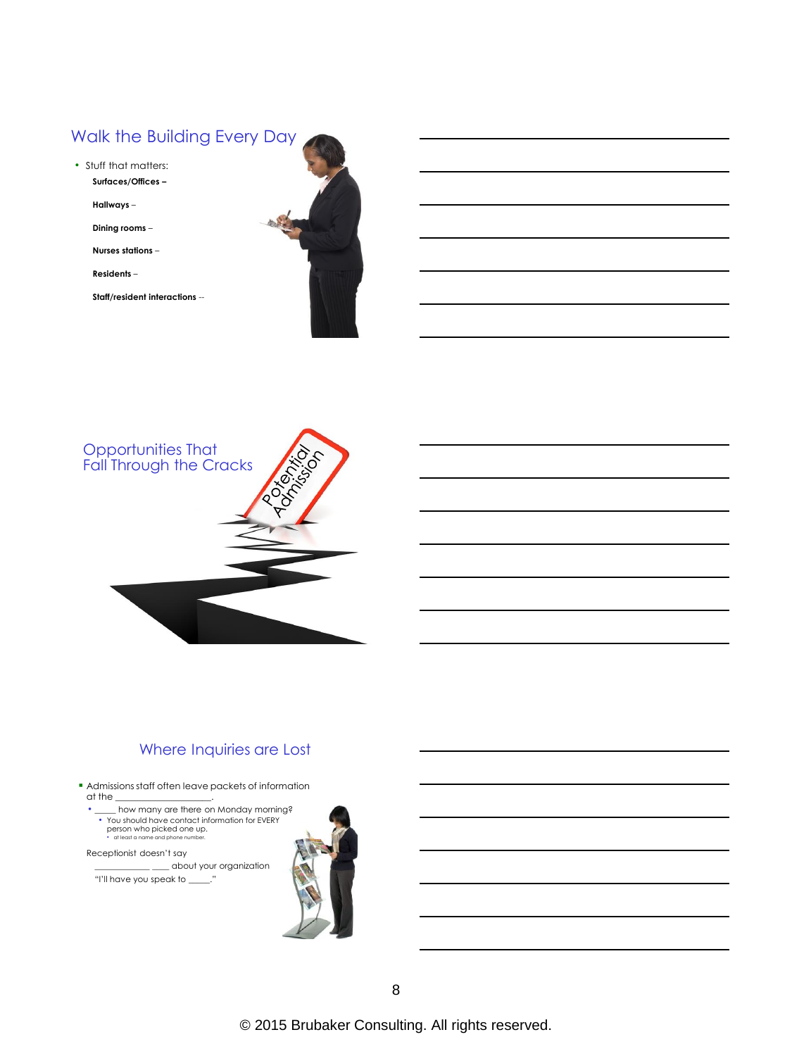## Walk the Building Every Day

- Stuff that matters:
  - **Surfaces/Offices –**
  - **Hallways** –
  - **Dining rooms** –
  - **Nurses stations** –
  - **Residents** –
  - **Staff/resident interactions** --

## Opportunities That Fall Through the Cracks

Potential Admission

## Where Inquiries are Lost

- Admissions staff often leave packets of information at the ________________.
  - _____ how many are there on Monday morning?
    - You should have contact information for EVERY person who picked one up.
      - at least a name and phone number.

Receptionist doesn't say

___________ ____ about your organization

"I'll have you speak to _____."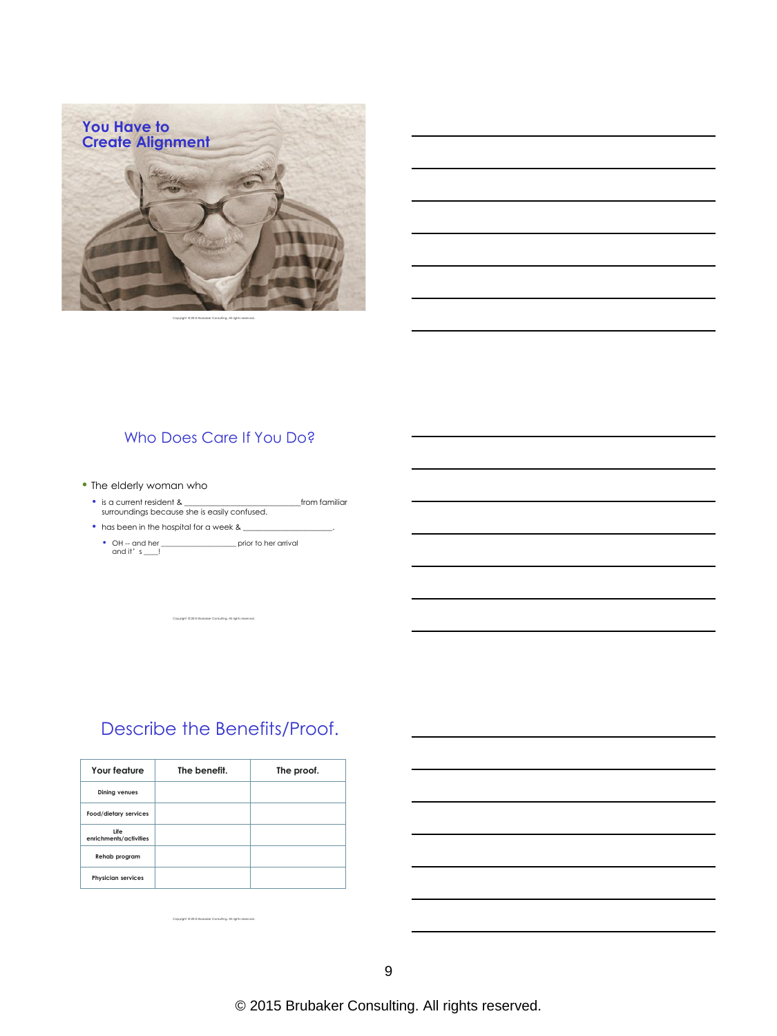## You Have to Create Alignment

Copyright © 2015 Brubaker Consulting. All rights reserved.

## Who Does Care If You Do?

- The elderly woman who
  - is a current resident & ___________________________from familiar surroundings because she is easily confused.
  - has been in the hospital for a week & _____________________.
    - OH -- and her __________________ prior to her arrival and it's ____!

Copyright © 2015 Brubaker Consulting. All rights reserved.

## Describe the Benefits/Proof.

| Your feature | The benefit. | The proof. |
|---|---|---|
| Dining venues | | |
| Food/dietary services | | |
| Life enrichments/activities | | |
| Rehab program | | |
| Physician services | | |

Copyright © 2015 Brubaker Consulting. All rights reserved.

© 2015 Brubaker Consulting. All rights reserved.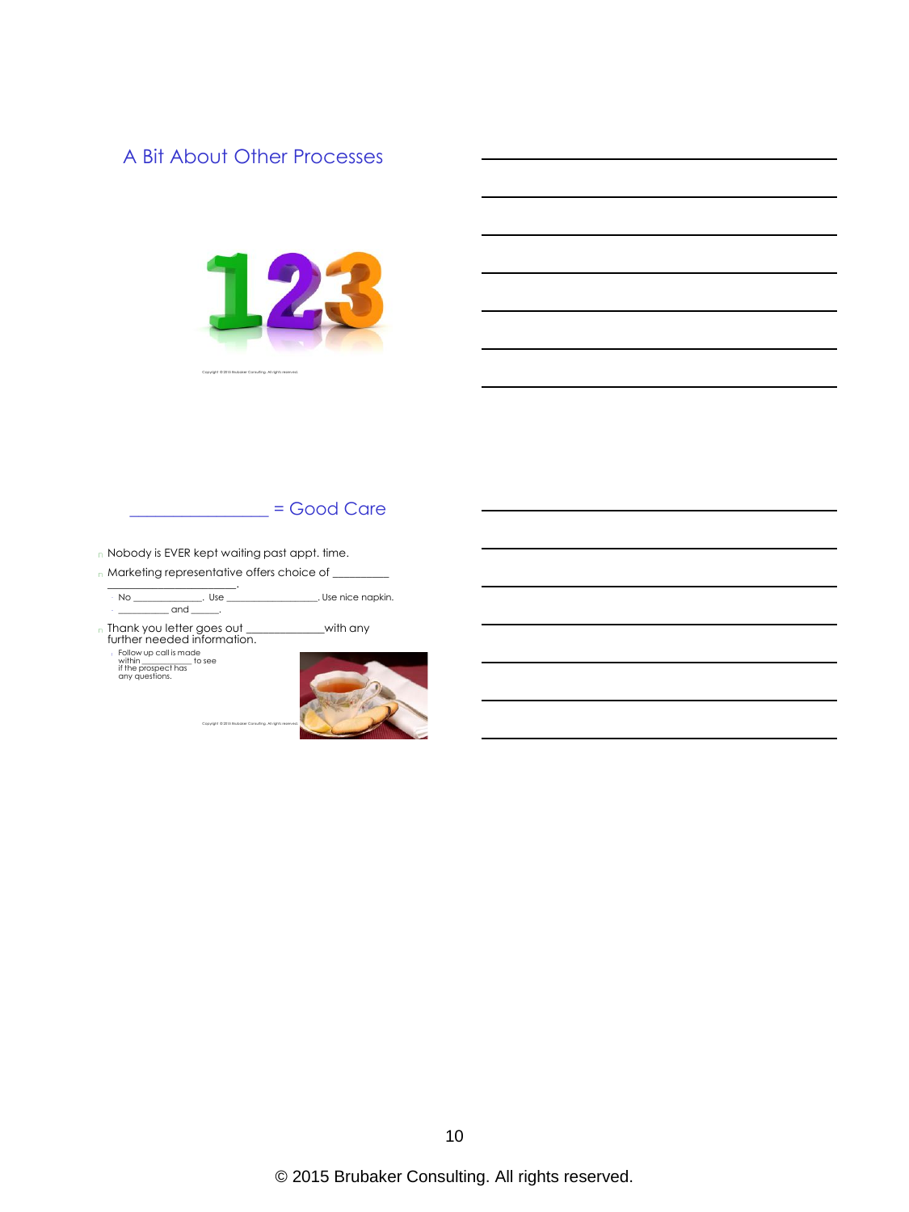## A Bit About Other Processes

Copyright © 2015 Brubaker Consulting. All rights reserved.

## ________________ = Good Care

- Nobody is EVER kept waiting past appt. time.
- Marketing representative offers choice of _________ ____________________.
  - No _____________. Use _________________. Use nice napkin.
  - _________ and _____.
- Thank you letter goes out _____________with any further needed information.
  - Follow up call is made within __________ to see if the prospect has any questions.

Copyright © 2015 Brubaker Consulting. All rights reserved.